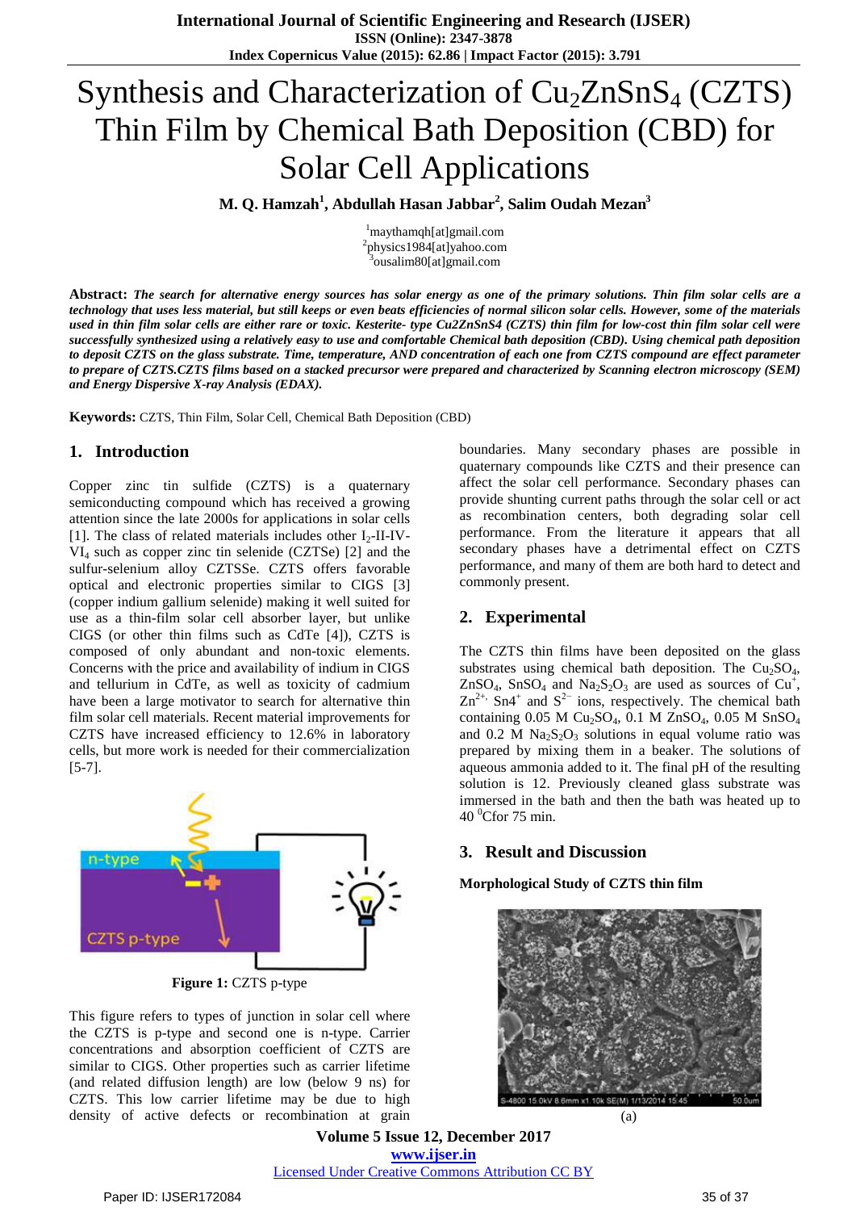# Synthesis and Characterization of $Cu_2ZnSnS_4$ (CZTS) Thin Film by Chemical Bath Deposition (CBD) for Solar Cell Applications

**M. Q. Hamzah[1], Abdullah Hasan Jabbar[2], Salim Oudah Mezan[3]**

[1]maythamqh[at]gmail.com
[2]physics1984[at]yahoo.com
[3]ousalim80[at]gmail.com

**Abstract:** ***The search for alternative energy sources has solar energy as one of the primary solutions. Thin film solar cells are a technology that uses less material, but still keeps or even beats efficiencies of normal silicon solar cells. However, some of the materials used in thin film solar cells are either rare or toxic. Kesterite- type Cu2ZnSnS4 (CZTS) thin film for low-cost thin film solar cell were successfully synthesized using a relatively easy to use and comfortable Chemical bath deposition (CBD). Using chemical path deposition to deposit CZTS on the glass substrate. Time, temperature, AND concentration of each one from CZTS compound are effect parameter to prepare of CZTS.CZTS films based on a stacked precursor were prepared and characterized by Scanning electron microscopy (SEM) and Energy Dispersive X-ray Analysis (EDAX).***

**Keywords:** CZTS, Thin Film, Solar Cell, Chemical Bath Deposition (CBD)

## 1. Introduction

Copper zinc tin sulfide (CZTS) is a quaternary semiconducting compound which has received a growing attention since the late 2000s for applications in solar cells [1]. The class of related materials includes other $I_2$-II-IV-$VI_4$ such as copper zinc tin selenide (CZTSe) [2] and the sulfur-selenium alloy CZTSSe. CZTS offers favorable optical and electronic properties similar to CIGS [3] (copper indium gallium selenide) making it well suited for use as a thin-film solar cell absorber layer, but unlike CIGS (or other thin films such as CdTe [4]), CZTS is composed of only abundant and non-toxic elements. Concerns with the price and availability of indium in CIGS and tellurium in CdTe, as well as toxicity of cadmium have been a large motivator to search for alternative thin film solar cell materials. Recent material improvements for CZTS have increased efficiency to 12.6% in laboratory cells, but more work is needed for their commercialization [5-7].

**Figure 1:** CZTS p-type

This figure refers to types of junction in solar cell where the CZTS is p-type and second one is n-type. Carrier concentrations and absorption coefficient of CZTS are similar to CIGS. Other properties such as carrier lifetime (and related diffusion length) are low (below 9 ns) for CZTS. This low carrier lifetime may be due to high density of active defects or recombination at grain boundaries. Many secondary phases are possible in quaternary compounds like CZTS and their presence can affect the solar cell performance. Secondary phases can provide shunting current paths through the solar cell or act as recombination centers, both degrading solar cell performance. From the literature it appears that all secondary phases have a detrimental effect on CZTS performance, and many of them are both hard to detect and commonly present.

## 2. Experimental

The CZTS thin films have been deposited on the glass substrates using chemical bath deposition. The $Cu_2SO_4$, $ZnSO_4$, $SnSO_4$ and $Na_2S_2O_3$ are used as sources of $Cu^+$, $Zn^{2+}$, $Sn4^+$ and $S^{2-}$ ions, respectively. The chemical bath containing 0.05 M $Cu_2SO_4$, 0.1 M $ZnSO_4$, 0.05 M $SnSO_4$ and 0.2 M $Na_2S_2O_3$ solutions in equal volume ratio was prepared by mixing them in a beaker. The solutions of aqueous ammonia added to it. The final pH of the resulting solution is 12. Previously cleaned glass substrate was immersed in the bath and then the bath was heated up to 40 $^0$Cfor 75 min.

## 3. Result and Discussion

**Morphological Study of CZTS thin film**

(a)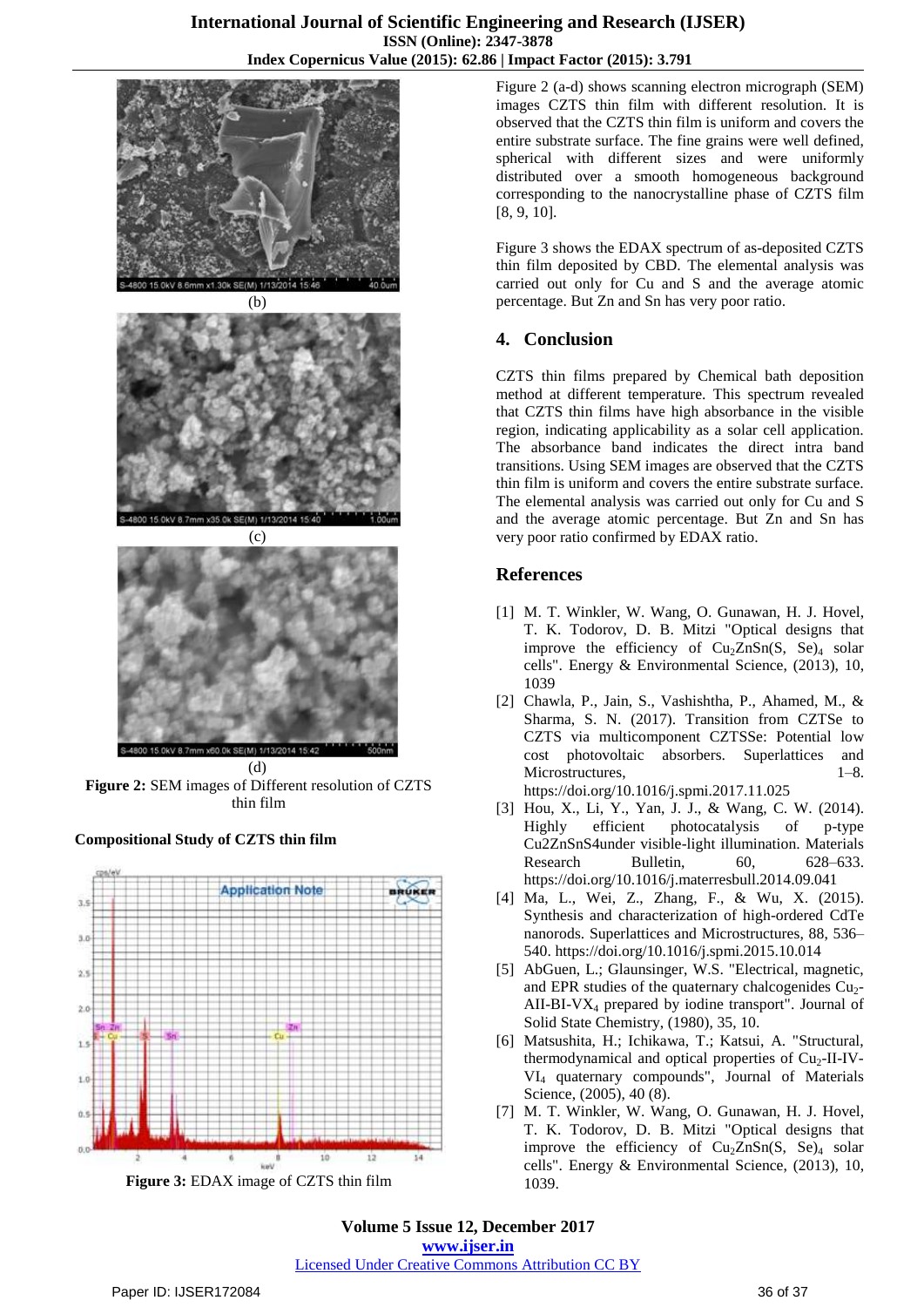(b)

(c)

(d)

**Figure 2:** SEM images of Different resolution of CZTS thin film

**Compositional Study of CZTS thin film**

**Figure 3:** EDAX image of CZTS thin film

Figure 2 (a-d) shows scanning electron micrograph (SEM) images CZTS thin film with different resolution. It is observed that the CZTS thin film is uniform and covers the entire substrate surface. The fine grains were well defined, spherical with different sizes and were uniformly distributed over a smooth homogeneous background corresponding to the nanocrystalline phase of CZTS film [8, 9, 10].

Figure 3 shows the EDAX spectrum of as-deposited CZTS thin film deposited by CBD. The elemental analysis was carried out only for Cu and S and the average atomic percentage. But Zn and Sn has very poor ratio.

## 4. Conclusion

CZTS thin films prepared by Chemical bath deposition method at different temperature. This spectrum revealed that CZTS thin films have high absorbance in the visible region, indicating applicability as a solar cell application. The absorbance band indicates the direct intra band transitions. Using SEM images are observed that the CZTS thin film is uniform and covers the entire substrate surface. The elemental analysis was carried out only for Cu and S and the average atomic percentage. But Zn and Sn has very poor ratio confirmed by EDAX ratio.

## References

[1] M. T. Winkler, W. Wang, O. Gunawan, H. J. Hovel, T. K. Todorov, D. B. Mitzi "Optical designs that improve the efficiency of $Cu_2ZnSn(S, Se)_4$ solar cells". Energy & Environmental Science, (2013), 10, 1039

[2] Chawla, P., Jain, S., Vashishtha, P., Ahamed, M., & Sharma, S. N. (2017). Transition from CZTSe to CZTS via multicomponent CZTSSe: Potential low cost photovoltaic absorbers. Superlattices and Microstructures, 1–8. https://doi.org/10.1016/j.spmi.2017.11.025

[3] Hou, X., Li, Y., Yan, J. J., & Wang, C. W. (2014). Highly efficient photocatalysis of p-type Cu2ZnSnS4under visible-light illumination. Materials Research Bulletin, 60, 628–633. https://doi.org/10.1016/j.materresbull.2014.09.041

[4] Ma, L., Wei, Z., Zhang, F., & Wu, X. (2015). Synthesis and characterization of high-ordered CdTe nanorods. Superlattices and Microstructures, 88, 536–540. https://doi.org/10.1016/j.spmi.2015.10.014

[5] AbGuen, L.; Glaunsinger, W.S. "Electrical, magnetic, and EPR studies of the quaternary chalcogenides $Cu_2$-AII-BI-$VX_4$ prepared by iodine transport". Journal of Solid State Chemistry, (1980), 35, 10.

[6] Matsushita, H.; Ichikawa, T.; Katsui, A. "Structural, thermodynamical and optical properties of $Cu_2$-II-IV-$VI_4$ quaternary compounds", Journal of Materials Science, (2005), 40 (8).

[7] M. T. Winkler, W. Wang, O. Gunawan, H. J. Hovel, T. K. Todorov, D. B. Mitzi "Optical designs that improve the efficiency of $Cu_2ZnSn(S, Se)_4$ solar cells". Energy & Environmental Science, (2013), 10, 1039.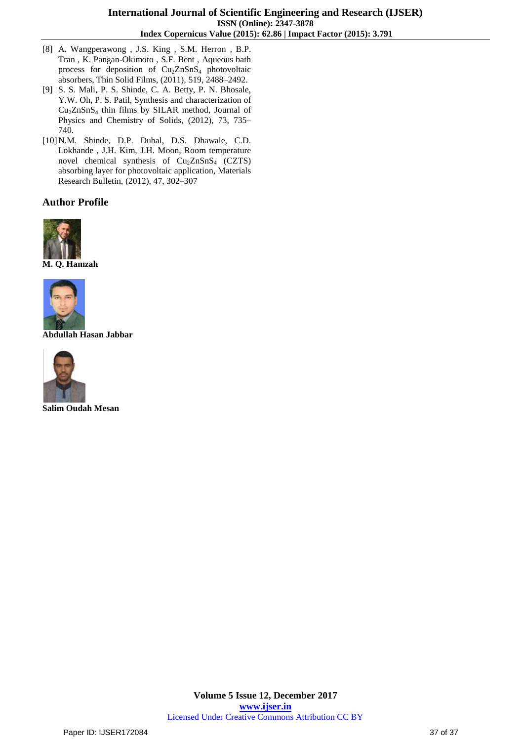[8] A. Wangperawong , J.S. King , S.M. Herron , B.P. Tran , K. Pangan-Okimoto , S.F. Bent , Aqueous bath process for deposition of $Cu_2ZnSnS_4$ photovoltaic absorbers, Thin Solid Films, (2011), 519, 2488–2492.

[9] S. S. Mali, P. S. Shinde, C. A. Betty, P. N. Bhosale, Y.W. Oh, P. S. Patil, Synthesis and characterization of $Cu_2ZnSnS_4$ thin films by SILAR method, Journal of Physics and Chemistry of Solids, (2012), 73, 735–740.

[10] N.M. Shinde, D.P. Dubal, D.S. Dhawale, C.D. Lokhande , J.H. Kim, J.H. Moon, Room temperature novel chemical synthesis of $Cu_2ZnSnS_4$ (CZTS) absorbing layer for photovoltaic application, Materials Research Bulletin, (2012), 47, 302–307

## Author Profile

**M. Q. Hamzah**

**Abdullah Hasan Jabbar**

**Salim Oudah Mesan**